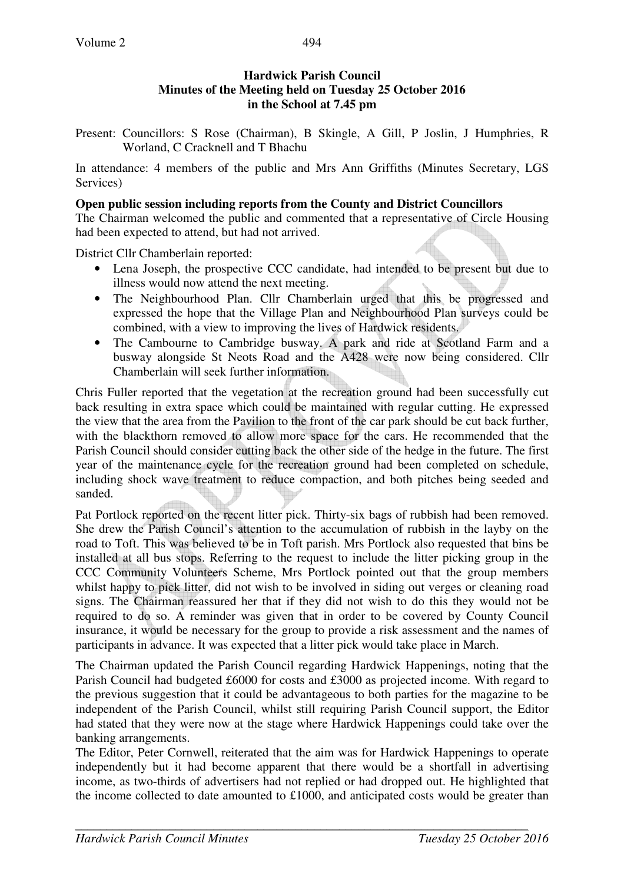**Hardwick Parish Council**
**Minutes of the Meeting held on Tuesday 25 October 2016**
**in the School at 7.45 pm**

Present: Councillors: S Rose (Chairman), B Skingle, A Gill, P Joslin, J Humphries, R Worland, C Cracknell and T Bhachu

In attendance: 4 members of the public and Mrs Ann Griffiths (Minutes Secretary, LGS Services)

**Open public session including reports from the County and District Councillors**

The Chairman welcomed the public and commented that a representative of Circle Housing had been expected to attend, but had not arrived.

District Cllr Chamberlain reported:

- Lena Joseph, the prospective CCC candidate, had intended to be present but due to illness would now attend the next meeting.
- The Neighbourhood Plan. Cllr Chamberlain urged that this be progressed and expressed the hope that the Village Plan and Neighbourhood Plan surveys could be combined, with a view to improving the lives of Hardwick residents.
- The Cambourne to Cambridge busway. A park and ride at Scotland Farm and a busway alongside St Neots Road and the A428 were now being considered. Cllr Chamberlain will seek further information.

Chris Fuller reported that the vegetation at the recreation ground had been successfully cut back resulting in extra space which could be maintained with regular cutting. He expressed the view that the area from the Pavilion to the front of the car park should be cut back further, with the blackthorn removed to allow more space for the cars. He recommended that the Parish Council should consider cutting back the other side of the hedge in the future. The first year of the maintenance cycle for the recreation ground had been completed on schedule, including shock wave treatment to reduce compaction, and both pitches being seeded and sanded.

Pat Portlock reported on the recent litter pick. Thirty-six bags of rubbish had been removed. She drew the Parish Council's attention to the accumulation of rubbish in the layby on the road to Toft. This was believed to be in Toft parish. Mrs Portlock also requested that bins be installed at all bus stops. Referring to the request to include the litter picking group in the CCC Community Volunteers Scheme, Mrs Portlock pointed out that the group members whilst happy to pick litter, did not wish to be involved in siding out verges or cleaning road signs. The Chairman reassured her that if they did not wish to do this they would not be required to do so. A reminder was given that in order to be covered by County Council insurance, it would be necessary for the group to provide a risk assessment and the names of participants in advance. It was expected that a litter pick would take place in March.

The Chairman updated the Parish Council regarding Hardwick Happenings, noting that the Parish Council had budgeted £6000 for costs and £3000 as projected income. With regard to the previous suggestion that it could be advantageous to both parties for the magazine to be independent of the Parish Council, whilst still requiring Parish Council support, the Editor had stated that they were now at the stage where Hardwick Happenings could take over the banking arrangements.

The Editor, Peter Cornwell, reiterated that the aim was for Hardwick Happenings to operate independently but it had become apparent that there would be a shortfall in advertising income, as two-thirds of advertisers had not replied or had dropped out. He highlighted that the income collected to date amounted to £1000, and anticipated costs would be greater than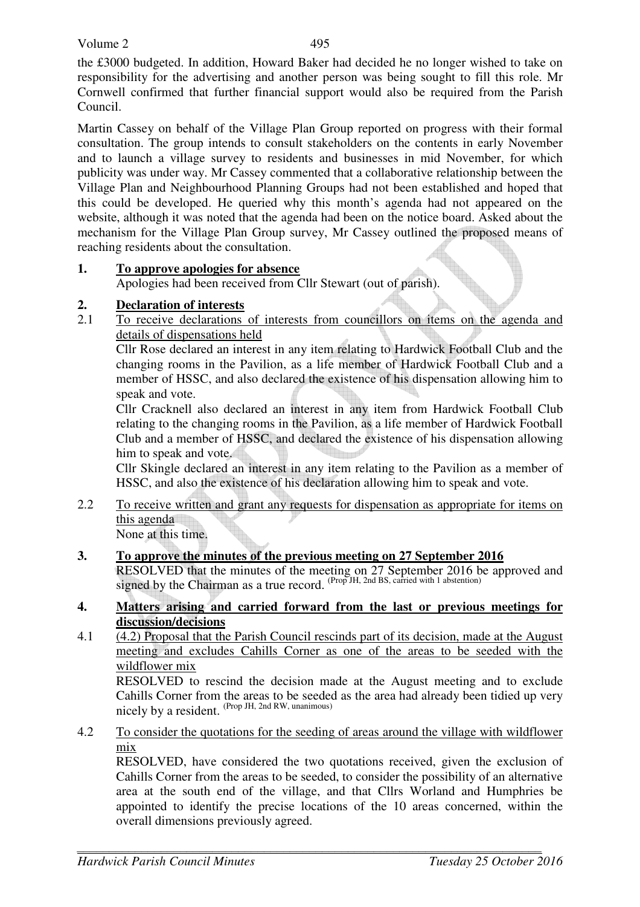the £3000 budgeted. In addition, Howard Baker had decided he no longer wished to take on responsibility for the advertising and another person was being sought to fill this role. Mr Cornwell confirmed that further financial support would also be required from the Parish Council.

Martin Cassey on behalf of the Village Plan Group reported on progress with their formal consultation. The group intends to consult stakeholders on the contents in early November and to launch a village survey to residents and businesses in mid November, for which publicity was under way. Mr Cassey commented that a collaborative relationship between the Village Plan and Neighbourhood Planning Groups had not been established and hoped that this could be developed. He queried why this month's agenda had not appeared on the website, although it was noted that the agenda had been on the notice board. Asked about the mechanism for the Village Plan Group survey, Mr Cassey outlined the proposed means of reaching residents about the consultation.

**1. <u>To approve apologies for absence</u>**

Apologies had been received from Cllr Stewart (out of parish).

**2. <u>Declaration of interests</u>**

2.1 <u>To receive declarations of interests from councillors on items on the agenda and details of dispensations held</u>

Cllr Rose declared an interest in any item relating to Hardwick Football Club and the changing rooms in the Pavilion, as a life member of Hardwick Football Club and a member of HSSC, and also declared the existence of his dispensation allowing him to speak and vote.

Cllr Cracknell also declared an interest in any item from Hardwick Football Club relating to the changing rooms in the Pavilion, as a life member of Hardwick Football Club and a member of HSSC, and declared the existence of his dispensation allowing him to speak and vote.

Cllr Skingle declared an interest in any item relating to the Pavilion as a member of HSSC, and also the existence of his declaration allowing him to speak and vote.

2.2 <u>To receive written and grant any requests for dispensation as appropriate for items on this agenda</u>

None at this time.

**3. <u>To approve the minutes of the previous meeting on 27 September 2016</u>**

RESOLVED that the minutes of the meeting on 27 September 2016 be approved and signed by the Chairman as a true record. (Prop JH, 2nd BS, carried with 1 abstention)

**4. <u>Matters arising and carried forward from the last or previous meetings for discussion/decisions</u>**

4.1 <u>(4.2) Proposal that the Parish Council rescinds part of its decision, made at the August meeting and excludes Cahills Corner as one of the areas to be seeded with the wildflower mix</u>

RESOLVED to rescind the decision made at the August meeting and to exclude Cahills Corner from the areas to be seeded as the area had already been tidied up very nicely by a resident. (Prop JH, 2nd RW, unanimous)

4.2 <u>To consider the quotations for the seeding of areas around the village with wildflower mix</u>

RESOLVED, have considered the two quotations received, given the exclusion of Cahills Corner from the areas to be seeded, to consider the possibility of an alternative area at the south end of the village, and that Cllrs Worland and Humphries be appointed to identify the precise locations of the 10 areas concerned, within the overall dimensions previously agreed.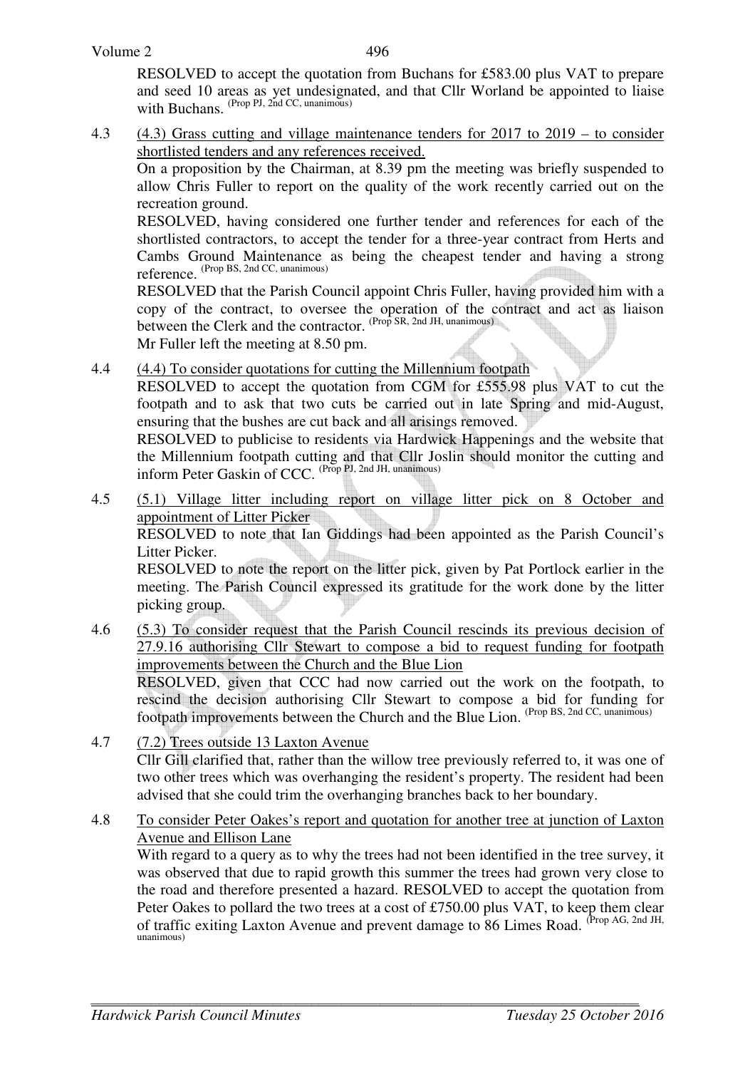RESOLVED to accept the quotation from Buchans for £583.00 plus VAT to prepare and seed 10 areas as yet undesignated, and that Cllr Worland be appointed to liaise with Buchans. (Prop PJ, 2nd CC, unanimous)

4.3 <u>(4.3) Grass cutting and village maintenance tenders for 2017 to 2019 – to consider shortlisted tenders and any references received.</u>

On a proposition by the Chairman, at 8.39 pm the meeting was briefly suspended to allow Chris Fuller to report on the quality of the work recently carried out on the recreation ground.

RESOLVED, having considered one further tender and references for each of the shortlisted contractors, to accept the tender for a three-year contract from Herts and Cambs Ground Maintenance as being the cheapest tender and having a strong reference. (Prop BS, 2nd CC, unanimous)

RESOLVED that the Parish Council appoint Chris Fuller, having provided him with a copy of the contract, to oversee the operation of the contract and act as liaison between the Clerk and the contractor. (Prop SR, 2nd JH, unanimous)

Mr Fuller left the meeting at 8.50 pm.

4.4 <u>(4.4) To consider quotations for cutting the Millennium footpath</u>

RESOLVED to accept the quotation from CGM for £555.98 plus VAT to cut the footpath and to ask that two cuts be carried out in late Spring and mid-August, ensuring that the bushes are cut back and all arisings removed.

RESOLVED to publicise to residents via Hardwick Happenings and the website that the Millennium footpath cutting and that Cllr Joslin should monitor the cutting and inform Peter Gaskin of CCC. (Prop PJ, 2nd JH, unanimous)

4.5 <u>(5.1) Village litter including report on village litter pick on 8 October and appointment of Litter Picker</u>

RESOLVED to note that Ian Giddings had been appointed as the Parish Council's Litter Picker.

RESOLVED to note the report on the litter pick, given by Pat Portlock earlier in the meeting. The Parish Council expressed its gratitude for the work done by the litter picking group.

4.6 <u>(5.3) To consider request that the Parish Council rescinds its previous decision of 27.9.16 authorising Cllr Stewart to compose a bid to request funding for footpath improvements between the Church and the Blue Lion</u>

RESOLVED, given that CCC had now carried out the work on the footpath, to rescind the decision authorising Cllr Stewart to compose a bid for funding for footpath improvements between the Church and the Blue Lion. (Prop BS, 2nd CC, unanimous)

4.7 <u>(7.2) Trees outside 13 Laxton Avenue</u>

Cllr Gill clarified that, rather than the willow tree previously referred to, it was one of two other trees which was overhanging the resident's property. The resident had been advised that she could trim the overhanging branches back to her boundary.

4.8 <u>To consider Peter Oakes's report and quotation for another tree at junction of Laxton Avenue and Ellison Lane</u>

With regard to a query as to why the trees had not been identified in the tree survey, it was observed that due to rapid growth this summer the trees had grown very close to the road and therefore presented a hazard. RESOLVED to accept the quotation from Peter Oakes to pollard the two trees at a cost of £750.00 plus VAT, to keep them clear of traffic exiting Laxton Avenue and prevent damage to 86 Limes Road. (Prop AG, 2nd JH, unanimous)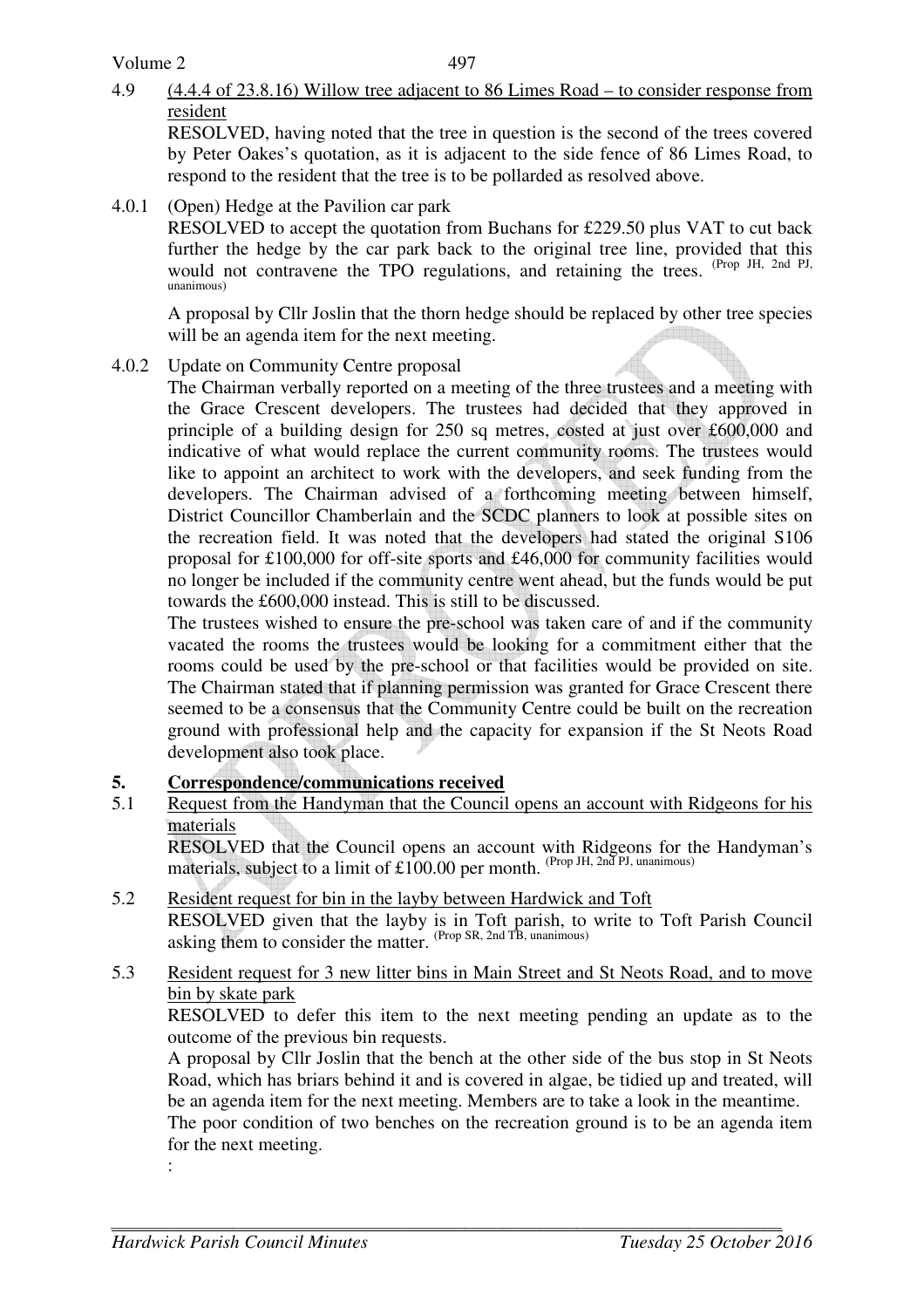4.9 <u>(4.4.4 of 23.8.16) Willow tree adjacent to 86 Limes Road – to consider response from resident</u>

RESOLVED, having noted that the tree in question is the second of the trees covered by Peter Oakes's quotation, as it is adjacent to the side fence of 86 Limes Road, to respond to the resident that the tree is to be pollarded as resolved above.

4.0.1 (Open) Hedge at the Pavilion car park

RESOLVED to accept the quotation from Buchans for £229.50 plus VAT to cut back further the hedge by the car park back to the original tree line, provided that this would not contravene the TPO regulations, and retaining the trees. (Prop JH, 2nd PJ, unanimous)

A proposal by Cllr Joslin that the thorn hedge should be replaced by other tree species will be an agenda item for the next meeting.

4.0.2 Update on Community Centre proposal

The Chairman verbally reported on a meeting of the three trustees and a meeting with the Grace Crescent developers. The trustees had decided that they approved in principle of a building design for 250 sq metres, costed at just over £600,000 and indicative of what would replace the current community rooms. The trustees would like to appoint an architect to work with the developers, and seek funding from the developers. The Chairman advised of a forthcoming meeting between himself, District Councillor Chamberlain and the SCDC planners to look at possible sites on the recreation field. It was noted that the developers had stated the original S106 proposal for £100,000 for off-site sports and £46,000 for community facilities would no longer be included if the community centre went ahead, but the funds would be put towards the £600,000 instead. This is still to be discussed.

The trustees wished to ensure the pre-school was taken care of and if the community vacated the rooms the trustees would be looking for a commitment either that the rooms could be used by the pre-school or that facilities would be provided on site. The Chairman stated that if planning permission was granted for Grace Crescent there seemed to be a consensus that the Community Centre could be built on the recreation ground with professional help and the capacity for expansion if the St Neots Road development also took place.

## 5. <u>Correspondence/communications received</u>

5.1 <u>Request from the Handyman that the Council opens an account with Ridgeons for his materials</u>

RESOLVED that the Council opens an account with Ridgeons for the Handyman's materials, subject to a limit of £100.00 per month. (Prop JH, 2nd PJ, unanimous)

5.2 <u>Resident request for bin in the layby between Hardwick and Toft</u>

RESOLVED given that the layby is in Toft parish, to write to Toft Parish Council asking them to consider the matter. (Prop SR, 2nd TB, unanimous)

5.3 <u>Resident request for 3 new litter bins in Main Street and St Neots Road, and to move bin by skate park</u>

RESOLVED to defer this item to the next meeting pending an update as to the outcome of the previous bin requests.

A proposal by Cllr Joslin that the bench at the other side of the bus stop in St Neots Road, which has briars behind it and is covered in algae, be tidied up and treated, will be an agenda item for the next meeting. Members are to take a look in the meantime.

The poor condition of two benches on the recreation ground is to be an agenda item for the next meeting.

: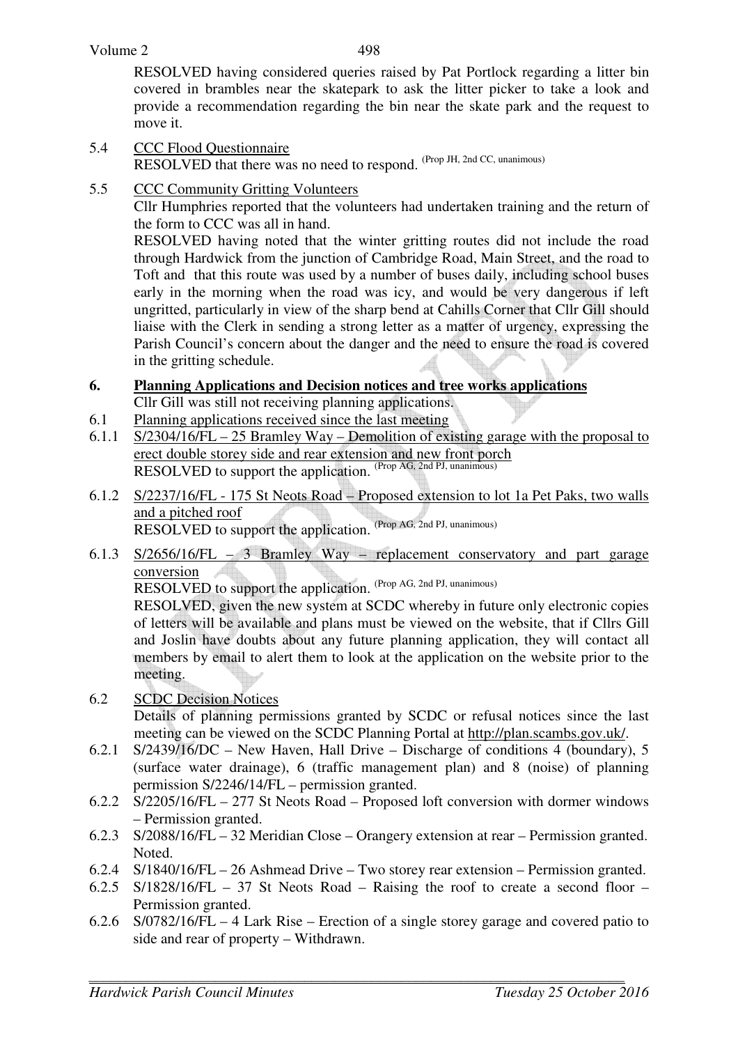RESOLVED having considered queries raised by Pat Portlock regarding a litter bin covered in brambles near the skatepark to ask the litter picker to take a look and provide a recommendation regarding the bin near the skate park and the request to move it.

5.4 CCC Flood Questionnaire
RESOLVED that there was no need to respond. (Prop JH, 2nd CC, unanimous)

5.5 CCC Community Gritting Volunteers
Cllr Humphries reported that the volunteers had undertaken training and the return of the form to CCC was all in hand.
RESOLVED having noted that the winter gritting routes did not include the road through Hardwick from the junction of Cambridge Road, Main Street, and the road to Toft and that this route was used by a number of buses daily, including school buses early in the morning when the road was icy, and would be very dangerous if left ungritted, particularly in view of the sharp bend at Cahills Corner that Cllr Gill should liaise with the Clerk in sending a strong letter as a matter of urgency, expressing the Parish Council's concern about the danger and the need to ensure the road is covered in the gritting schedule.

**6. Planning Applications and Decision notices and tree works applications**

Cllr Gill was still not receiving planning applications.

6.1 Planning applications received since the last meeting

6.1.1 S/2304/16/FL – 25 Bramley Way – Demolition of existing garage with the proposal to erect double storey side and rear extension and new front porch
RESOLVED to support the application. (Prop AG, 2nd PJ, unanimous)

6.1.2 S/2237/16/FL - 175 St Neots Road – Proposed extension to lot 1a Pet Paks, two walls and a pitched roof
RESOLVED to support the application. (Prop AG, 2nd PJ, unanimous)

6.1.3 S/2656/16/FL – 3 Bramley Way – replacement conservatory and part garage conversion
RESOLVED to support the application. (Prop AG, 2nd PJ, unanimous)
RESOLVED, given the new system at SCDC whereby in future only electronic copies of letters will be available and plans must be viewed on the website, that if Cllrs Gill and Joslin have doubts about any future planning application, they will contact all members by email to alert them to look at the application on the website prior to the meeting.

6.2 SCDC Decision Notices
Details of planning permissions granted by SCDC or refusal notices since the last meeting can be viewed on the SCDC Planning Portal at http://plan.scambs.gov.uk/.

6.2.1 S/2439/16/DC – New Haven, Hall Drive – Discharge of conditions 4 (boundary), 5 (surface water drainage), 6 (traffic management plan) and 8 (noise) of planning permission S/2246/14/FL – permission granted.

6.2.2 S/2205/16/FL – 277 St Neots Road – Proposed loft conversion with dormer windows – Permission granted.

6.2.3 S/2088/16/FL – 32 Meridian Close – Orangery extension at rear – Permission granted. Noted.

6.2.4 S/1840/16/FL – 26 Ashmead Drive – Two storey rear extension – Permission granted.

6.2.5 S/1828/16/FL – 37 St Neots Road – Raising the roof to create a second floor – Permission granted.

6.2.6 S/0782/16/FL – 4 Lark Rise – Erection of a single storey garage and covered patio to side and rear of property – Withdrawn.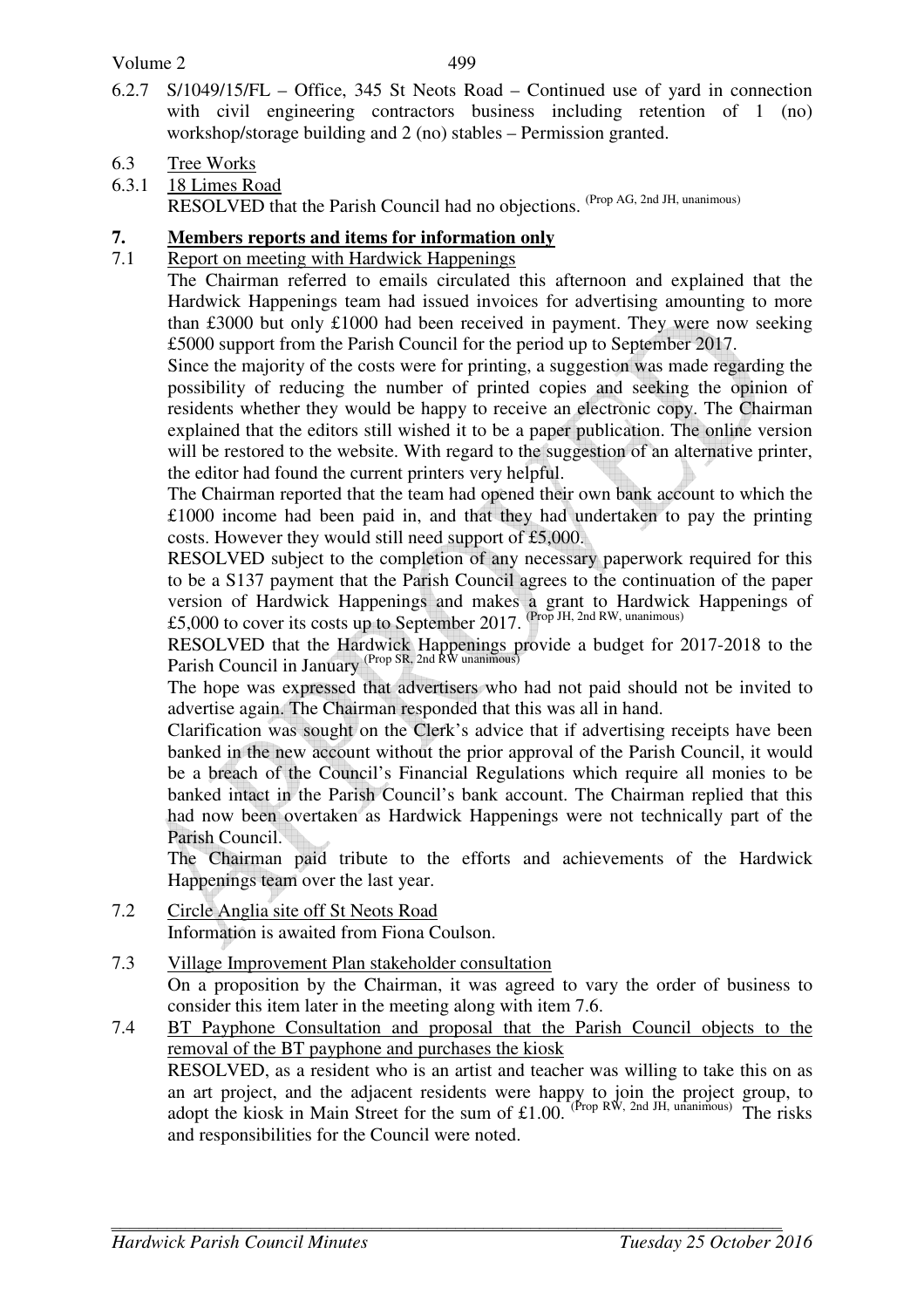6.2.7 S/1049/15/FL – Office, 345 St Neots Road – Continued use of yard in connection with civil engineering contractors business including retention of 1 (no) workshop/storage building and 2 (no) stables – Permission granted.

6.3 Tree Works

6.3.1 18 Limes Road

RESOLVED that the Parish Council had no objections. (Prop AG, 2nd JH, unanimous)

## 7. Members reports and items for information only

7.1 Report on meeting with Hardwick Happenings

The Chairman referred to emails circulated this afternoon and explained that the Hardwick Happenings team had issued invoices for advertising amounting to more than £3000 but only £1000 had been received in payment. They were now seeking £5000 support from the Parish Council for the period up to September 2017.

Since the majority of the costs were for printing, a suggestion was made regarding the possibility of reducing the number of printed copies and seeking the opinion of residents whether they would be happy to receive an electronic copy. The Chairman explained that the editors still wished it to be a paper publication. The online version will be restored to the website. With regard to the suggestion of an alternative printer, the editor had found the current printers very helpful.

The Chairman reported that the team had opened their own bank account to which the £1000 income had been paid in, and that they had undertaken to pay the printing costs. However they would still need support of £5,000.

RESOLVED subject to the completion of any necessary paperwork required for this to be a S137 payment that the Parish Council agrees to the continuation of the paper version of Hardwick Happenings and makes a grant to Hardwick Happenings of £5,000 to cover its costs up to September 2017. (Prop JH, 2nd RW, unanimous)

RESOLVED that the Hardwick Happenings provide a budget for 2017-2018 to the Parish Council in January (Prop SR, 2nd RW unanimous)

The hope was expressed that advertisers who had not paid should not be invited to advertise again. The Chairman responded that this was all in hand.

Clarification was sought on the Clerk's advice that if advertising receipts have been banked in the new account without the prior approval of the Parish Council, it would be a breach of the Council's Financial Regulations which require all monies to be banked intact in the Parish Council's bank account. The Chairman replied that this had now been overtaken as Hardwick Happenings were not technically part of the Parish Council.

The Chairman paid tribute to the efforts and achievements of the Hardwick Happenings team over the last year.

7.2 Circle Anglia site off St Neots Road

Information is awaited from Fiona Coulson.

7.3 Village Improvement Plan stakeholder consultation

On a proposition by the Chairman, it was agreed to vary the order of business to consider this item later in the meeting along with item 7.6.

7.4 BT Payphone Consultation and proposal that the Parish Council objects to the removal of the BT payphone and purchases the kiosk

RESOLVED, as a resident who is an artist and teacher was willing to take this on as an art project, and the adjacent residents were happy to join the project group, to adopt the kiosk in Main Street for the sum of £1.00. (Prop RW, 2nd JH, unanimous) The risks and responsibilities for the Council were noted.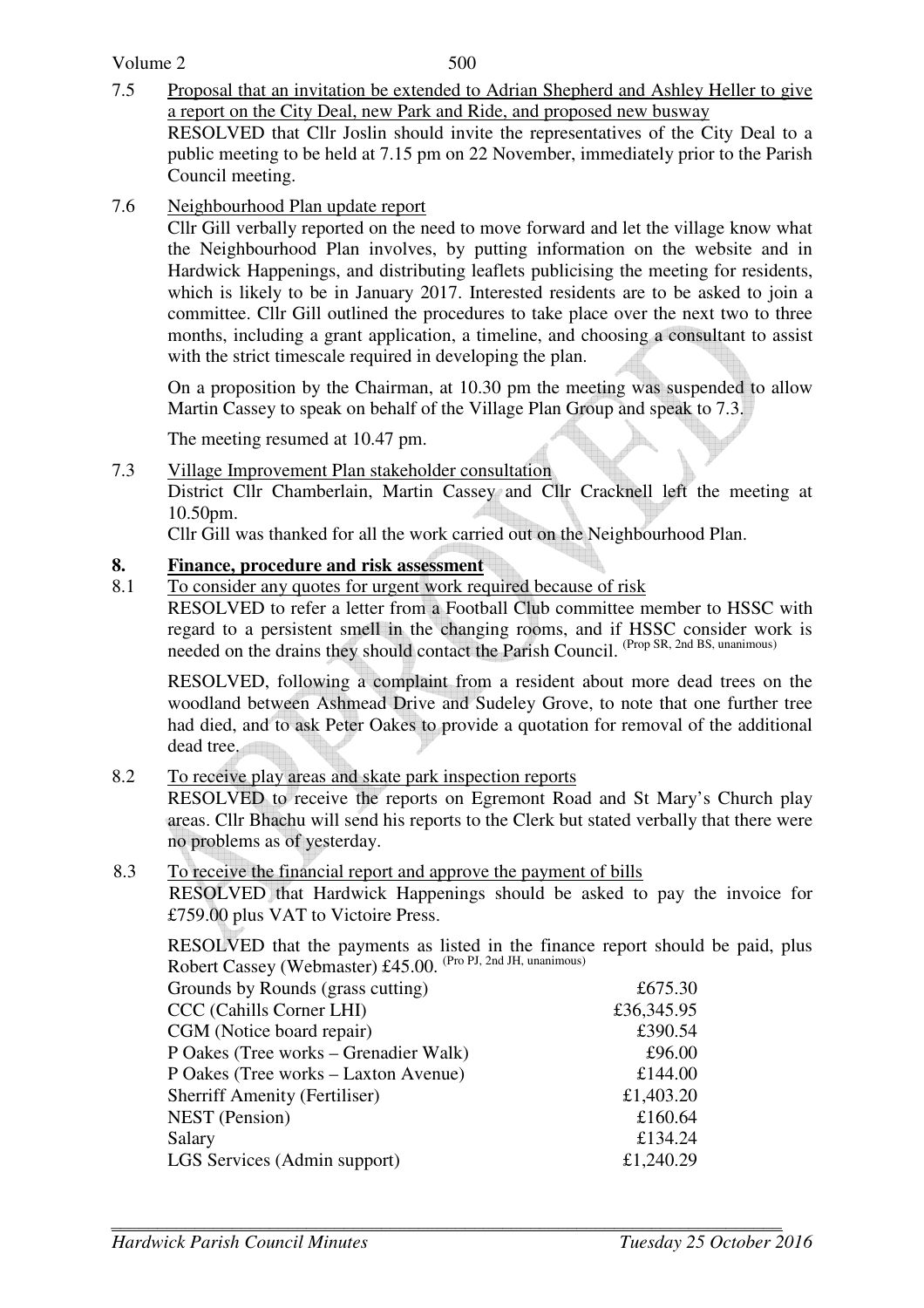7.5 Proposal that an invitation be extended to Adrian Shepherd and Ashley Heller to give a report on the City Deal, new Park and Ride, and proposed new busway

RESOLVED that Cllr Joslin should invite the representatives of the City Deal to a public meeting to be held at 7.15 pm on 22 November, immediately prior to the Parish Council meeting.

7.6 Neighbourhood Plan update report

Cllr Gill verbally reported on the need to move forward and let the village know what the Neighbourhood Plan involves, by putting information on the website and in Hardwick Happenings, and distributing leaflets publicising the meeting for residents, which is likely to be in January 2017. Interested residents are to be asked to join a committee. Cllr Gill outlined the procedures to take place over the next two to three months, including a grant application, a timeline, and choosing a consultant to assist with the strict timescale required in developing the plan.

On a proposition by the Chairman, at 10.30 pm the meeting was suspended to allow Martin Cassey to speak on behalf of the Village Plan Group and speak to 7.3.

The meeting resumed at 10.47 pm.

7.3 Village Improvement Plan stakeholder consultation

District Cllr Chamberlain, Martin Cassey and Cllr Cracknell left the meeting at 10.50pm.

Cllr Gill was thanked for all the work carried out on the Neighbourhood Plan.

## 8. Finance, procedure and risk assessment

8.1 To consider any quotes for urgent work required because of risk

RESOLVED to refer a letter from a Football Club committee member to HSSC with regard to a persistent smell in the changing rooms, and if HSSC consider work is needed on the drains they should contact the Parish Council. (Prop SR, 2nd BS, unanimous)

RESOLVED, following a complaint from a resident about more dead trees on the woodland between Ashmead Drive and Sudeley Grove, to note that one further tree had died, and to ask Peter Oakes to provide a quotation for removal of the additional dead tree.

8.2 To receive play areas and skate park inspection reports

RESOLVED to receive the reports on Egremont Road and St Mary's Church play areas. Cllr Bhachu will send his reports to the Clerk but stated verbally that there were no problems as of yesterday.

8.3 To receive the financial report and approve the payment of bills

RESOLVED that Hardwick Happenings should be asked to pay the invoice for £759.00 plus VAT to Victoire Press.

RESOLVED that the payments as listed in the finance report should be paid, plus Robert Cassey (Webmaster) £45.00. (Pro PJ, 2nd JH, unanimous)

| | |
|---|---|
| Grounds by Rounds (grass cutting) | £675.30 |
| CCC (Cahills Corner LHI) | £36,345.95 |
| CGM (Notice board repair) | £390.54 |
| P Oakes (Tree works – Grenadier Walk) | £96.00 |
| P Oakes (Tree works – Laxton Avenue) | £144.00 |
| Sherriff Amenity (Fertiliser) | £1,403.20 |
| NEST (Pension) | £160.64 |
| Salary | £134.24 |
| LGS Services (Admin support) | £1,240.29 |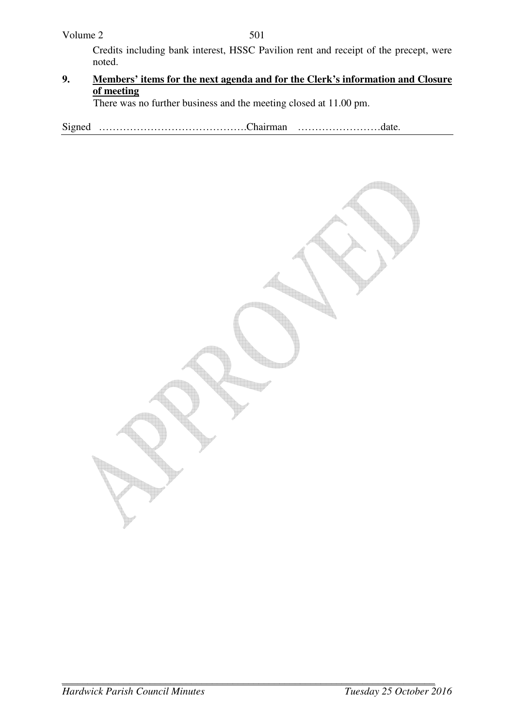Credits including bank interest, HSSC Pavilion rent and receipt of the precept, were noted.

## 9. Members' items for the next agenda and for the Clerk's information and Closure of meeting

There was no further business and the meeting closed at 11.00 pm.

Signed ……………………………………Chairman ……………………date.